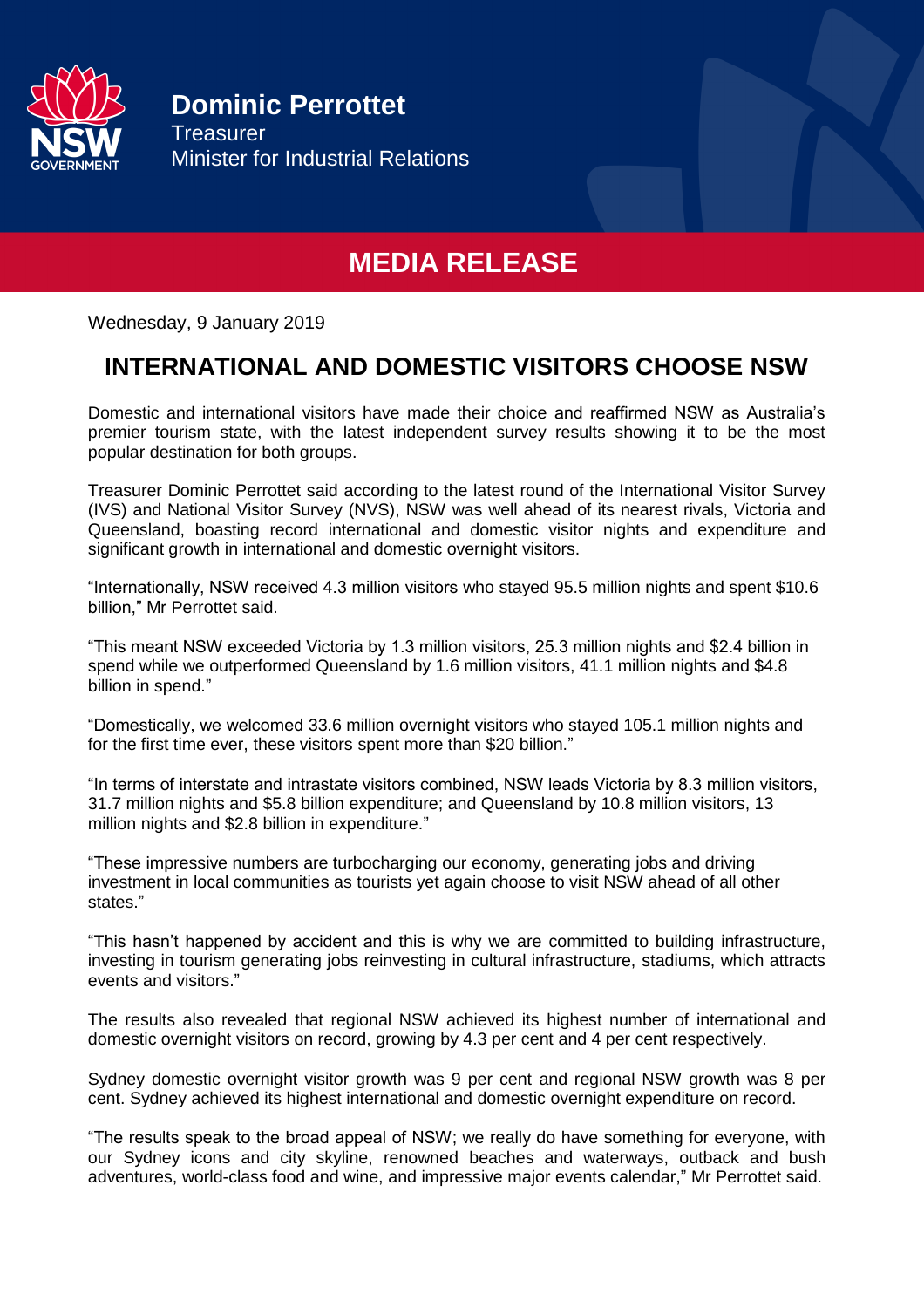**Dominic Perrottet**
Treasurer
Minister for Industrial Relations

# MEDIA RELEASE

Wednesday, 9 January 2019

## INTERNATIONAL AND DOMESTIC VISITORS CHOOSE NSW

Domestic and international visitors have made their choice and reaffirmed NSW as Australia's premier tourism state, with the latest independent survey results showing it to be the most popular destination for both groups.

Treasurer Dominic Perrottet said according to the latest round of the International Visitor Survey (IVS) and National Visitor Survey (NVS), NSW was well ahead of its nearest rivals, Victoria and Queensland, boasting record international and domestic visitor nights and expenditure and significant growth in international and domestic overnight visitors.

"Internationally, NSW received 4.3 million visitors who stayed 95.5 million nights and spent $10.6 billion," Mr Perrottet said.

"This meant NSW exceeded Victoria by 1.3 million visitors, 25.3 million nights and $2.4 billion in spend while we outperformed Queensland by 1.6 million visitors, 41.1 million nights and $4.8 billion in spend."

"Domestically, we welcomed 33.6 million overnight visitors who stayed 105.1 million nights and for the first time ever, these visitors spent more than $20 billion."

"In terms of interstate and intrastate visitors combined, NSW leads Victoria by 8.3 million visitors, 31.7 million nights and $5.8 billion expenditure; and Queensland by 10.8 million visitors, 13 million nights and $2.8 billion in expenditure."

"These impressive numbers are turbocharging our economy, generating jobs and driving investment in local communities as tourists yet again choose to visit NSW ahead of all other states."

"This hasn't happened by accident and this is why we are committed to building infrastructure, investing in tourism generating jobs reinvesting in cultural infrastructure, stadiums, which attracts events and visitors."

The results also revealed that regional NSW achieved its highest number of international and domestic overnight visitors on record, growing by 4.3 per cent and 4 per cent respectively.

Sydney domestic overnight visitor growth was 9 per cent and regional NSW growth was 8 per cent. Sydney achieved its highest international and domestic overnight expenditure on record.

"The results speak to the broad appeal of NSW; we really do have something for everyone, with our Sydney icons and city skyline, renowned beaches and waterways, outback and bush adventures, world-class food and wine, and impressive major events calendar," Mr Perrottet said.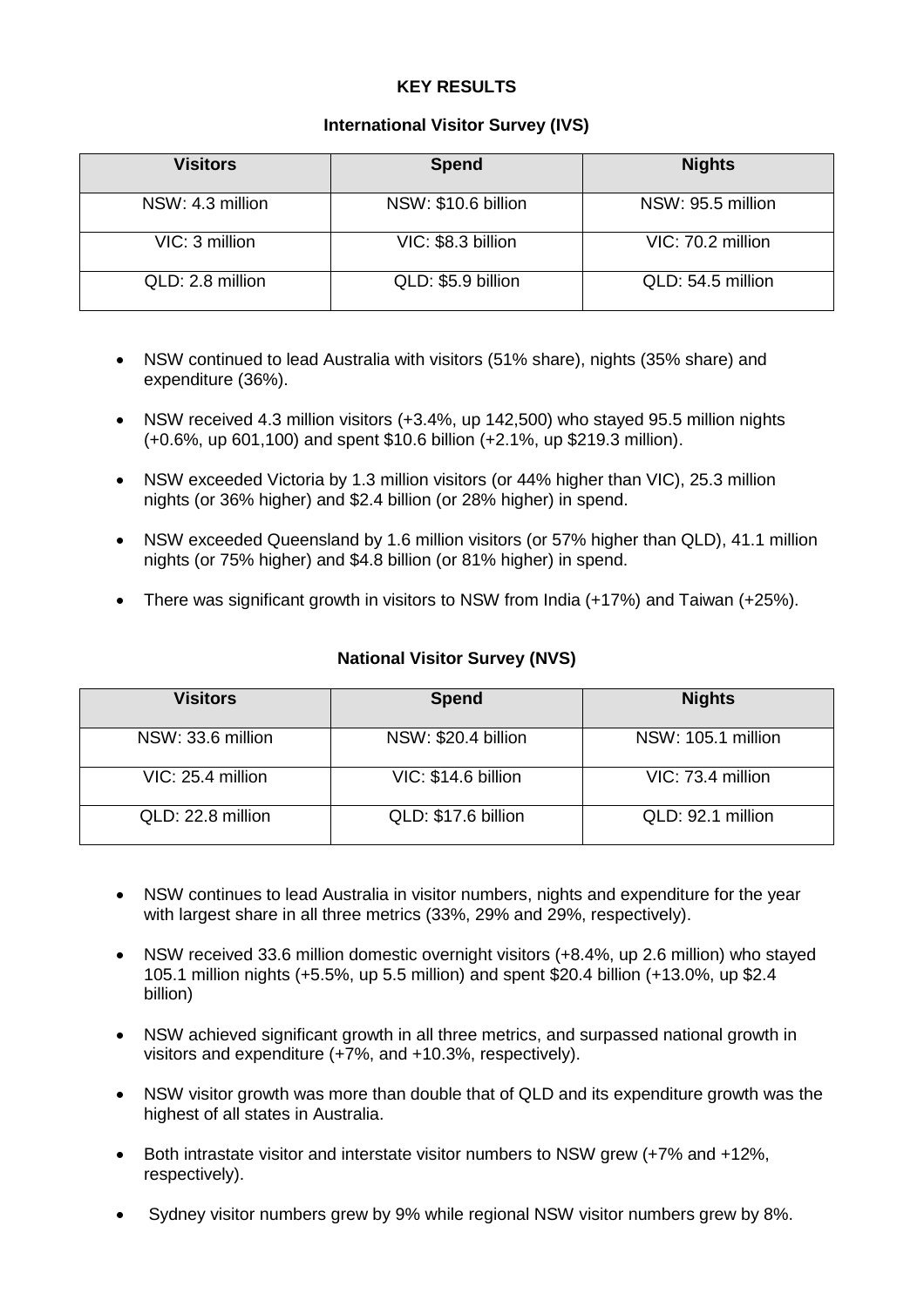# KEY RESULTS

## International Visitor Survey (IVS)

| Visitors | Spend | Nights |
|---|---|---|
| NSW: 4.3 million | NSW: $10.6 billion | NSW: 95.5 million |
| VIC: 3 million | VIC: $8.3 billion | VIC: 70.2 million |
| QLD: 2.8 million | QLD: $5.9 billion | QLD: 54.5 million |

- NSW continued to lead Australia with visitors (51% share), nights (35% share) and expenditure (36%).
- NSW received 4.3 million visitors (+3.4%, up 142,500) who stayed 95.5 million nights (+0.6%, up 601,100) and spent $10.6 billion (+2.1%, up $219.3 million).
- NSW exceeded Victoria by 1.3 million visitors (or 44% higher than VIC), 25.3 million nights (or 36% higher) and $2.4 billion (or 28% higher) in spend.
- NSW exceeded Queensland by 1.6 million visitors (or 57% higher than QLD), 41.1 million nights (or 75% higher) and $4.8 billion (or 81% higher) in spend.
- There was significant growth in visitors to NSW from India (+17%) and Taiwan (+25%).

## National Visitor Survey (NVS)

| Visitors | Spend | Nights |
|---|---|---|
| NSW: 33.6 million | NSW: $20.4 billion | NSW: 105.1 million |
| VIC: 25.4 million | VIC: $14.6 billion | VIC: 73.4 million |
| QLD: 22.8 million | QLD: $17.6 billion | QLD: 92.1 million |

- NSW continues to lead Australia in visitor numbers, nights and expenditure for the year with largest share in all three metrics (33%, 29% and 29%, respectively).
- NSW received 33.6 million domestic overnight visitors (+8.4%, up 2.6 million) who stayed 105.1 million nights (+5.5%, up 5.5 million) and spent $20.4 billion (+13.0%, up $2.4 billion)
- NSW achieved significant growth in all three metrics, and surpassed national growth in visitors and expenditure (+7%, and +10.3%, respectively).
- NSW visitor growth was more than double that of QLD and its expenditure growth was the highest of all states in Australia.
- Both intrastate visitor and interstate visitor numbers to NSW grew (+7% and +12%, respectively).
- Sydney visitor numbers grew by 9% while regional NSW visitor numbers grew by 8%.